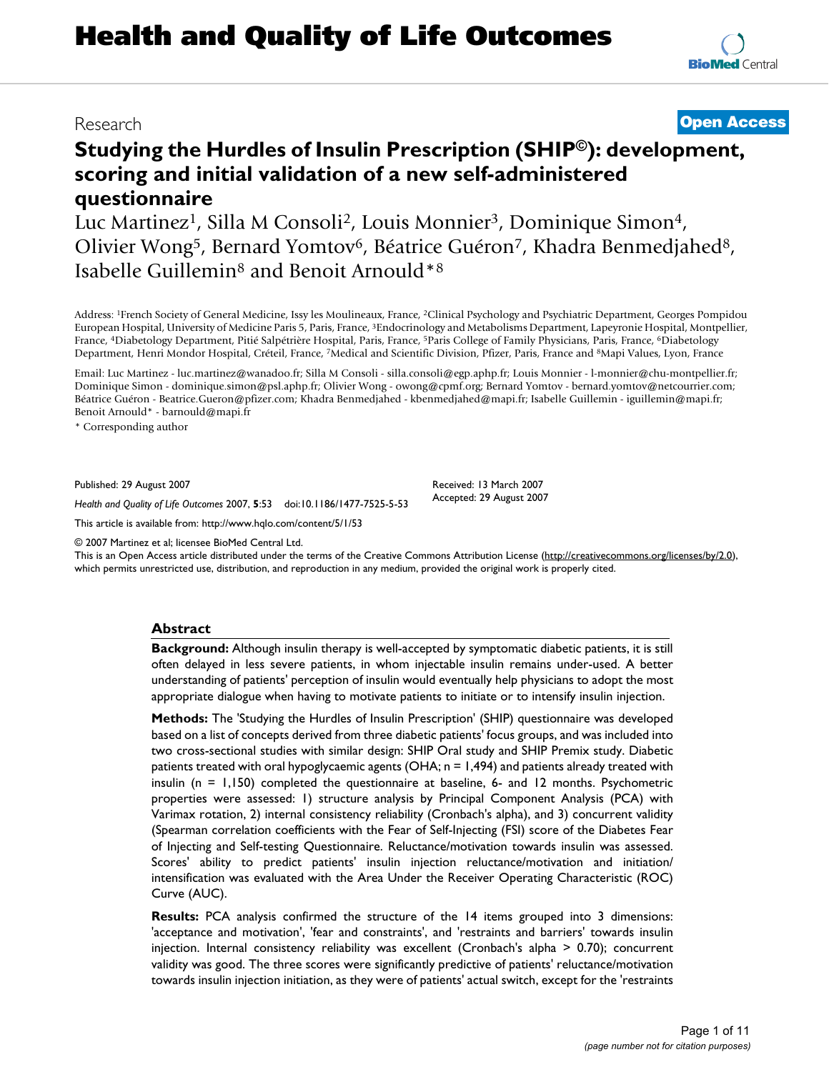Research

**Open Access**

# Studying the Hurdles of Insulin Prescription (SHIP©): development, scoring and initial validation of a new self-administered questionnaire

Luc Martinez[1], Silla M Consoli[2], Louis Monnier[3], Dominique Simon[4], Olivier Wong[5], Bernard Yomtov[6], Béatrice Guéron[7], Khadra Benmedjahed[8], Isabelle Guillemin[8] and Benoit Arnould*[8]

Address: [1]French Society of General Medicine, Issy les Moulineaux, France, [2]Clinical Psychology and Psychiatric Department, Georges Pompidou European Hospital, University of Medicine Paris 5, Paris, France, [3]Endocrinology and Metabolisms Department, Lapeyronie Hospital, Montpellier, France, [4]Diabetology Department, Pitié Salpétrière Hospital, Paris, France, [5]Paris College of Family Physicians, Paris, France, [6]Diabetology Department, Henri Mondor Hospital, Créteil, France, [7]Medical and Scientific Division, Pfizer, Paris, France and [8]Mapi Values, Lyon, France

Email: Luc Martinez - luc.martinez@wanadoo.fr; Silla M Consoli - silla.consoli@egp.aphp.fr; Louis Monnier - l-monnier@chu-montpellier.fr; Dominique Simon - dominique.simon@psl.aphp.fr; Olivier Wong - owong@cpmf.org; Bernard Yomtov - bernard.yomtov@netcourrier.com; Béatrice Guéron - Beatrice.Gueron@pfizer.com; Khadra Benmedjahed - kbenmedjahed@mapi.fr; Isabelle Guillemin - iguillemin@mapi.fr; Benoit Arnould* - barnould@mapi.fr

* Corresponding author

Published: 29 August 2007

*Health and Quality of Life Outcomes* 2007, **5**:53 doi:10.1186/1477-7525-5-53

Received: 13 March 2007
Accepted: 29 August 2007

This article is available from: http://www.hqlo.com/content/5/1/53

© 2007 Martinez et al; licensee BioMed Central Ltd.
This is an Open Access article distributed under the terms of the Creative Commons Attribution License (http://creativecommons.org/licenses/by/2.0), which permits unrestricted use, distribution, and reproduction in any medium, provided the original work is properly cited.

## Abstract

**Background:** Although insulin therapy is well-accepted by symptomatic diabetic patients, it is still often delayed in less severe patients, in whom injectable insulin remains under-used. A better understanding of patients' perception of insulin would eventually help physicians to adopt the most appropriate dialogue when having to motivate patients to initiate or to intensify insulin injection.

**Methods:** The 'Studying the Hurdles of Insulin Prescription' (SHIP) questionnaire was developed based on a list of concepts derived from three diabetic patients' focus groups, and was included into two cross-sectional studies with similar design: SHIP Oral study and SHIP Premix study. Diabetic patients treated with oral hypoglycaemic agents (OHA; n = 1,494) and patients already treated with insulin (n = 1,150) completed the questionnaire at baseline, 6- and 12 months. Psychometric properties were assessed: 1) structure analysis by Principal Component Analysis (PCA) with Varimax rotation, 2) internal consistency reliability (Cronbach's alpha), and 3) concurrent validity (Spearman correlation coefficients with the Fear of Self-Injecting (FSI) score of the Diabetes Fear of Injecting and Self-testing Questionnaire. Reluctance/motivation towards insulin was assessed. Scores' ability to predict patients' insulin injection reluctance/motivation and initiation/intensification was evaluated with the Area Under the Receiver Operating Characteristic (ROC) Curve (AUC).

**Results:** PCA analysis confirmed the structure of the 14 items grouped into 3 dimensions: 'acceptance and motivation', 'fear and constraints', and 'restraints and barriers' towards insulin injection. Internal consistency reliability was excellent (Cronbach's alpha > 0.70); concurrent validity was good. The three scores were significantly predictive of patients' reluctance/motivation towards insulin injection initiation, as they were of patients' actual switch, except for the 'restraints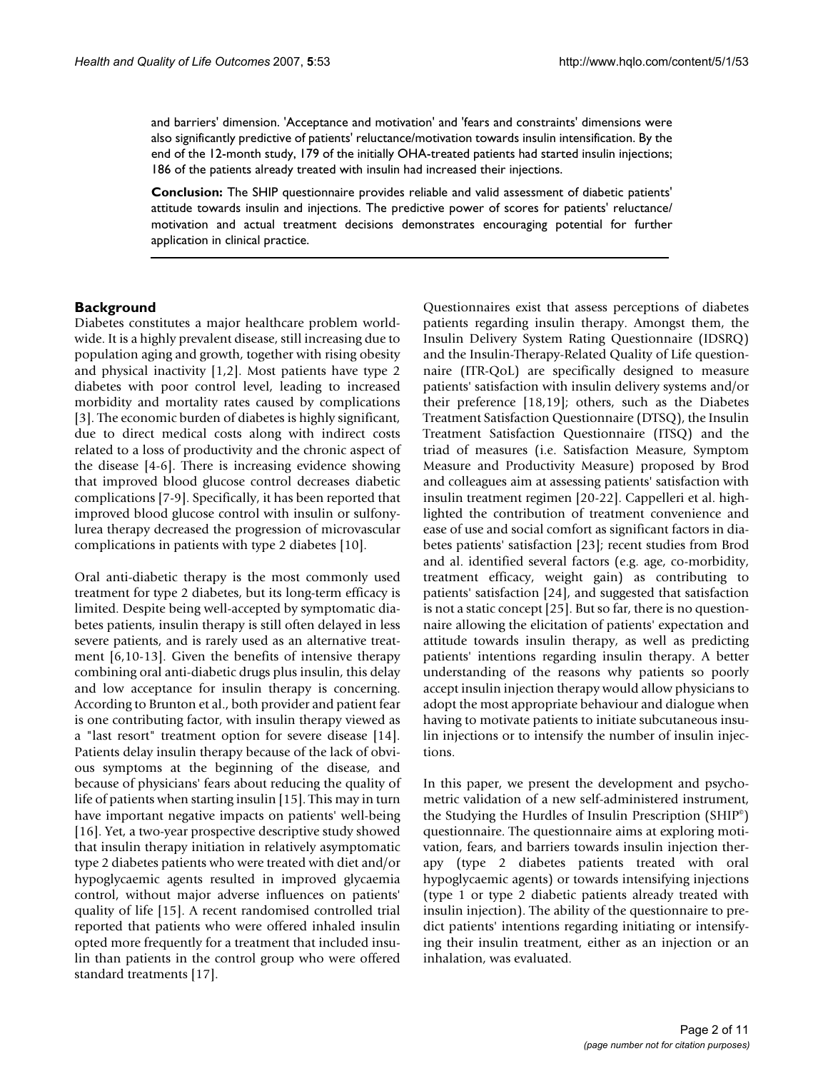and barriers' dimension. 'Acceptance and motivation' and 'fears and constraints' dimensions were also significantly predictive of patients' reluctance/motivation towards insulin intensification. By the end of the 12-month study, 179 of the initially OHA-treated patients had started insulin injections; 186 of the patients already treated with insulin had increased their injections.

**Conclusion:** The SHIP questionnaire provides reliable and valid assessment of diabetic patients' attitude towards insulin and injections. The predictive power of scores for patients' reluctance/motivation and actual treatment decisions demonstrates encouraging potential for further application in clinical practice.

## Background

Diabetes constitutes a major healthcare problem worldwide. It is a highly prevalent disease, still increasing due to population aging and growth, together with rising obesity and physical inactivity [1,2]. Most patients have type 2 diabetes with poor control level, leading to increased morbidity and mortality rates caused by complications [3]. The economic burden of diabetes is highly significant, due to direct medical costs along with indirect costs related to a loss of productivity and the chronic aspect of the disease [4-6]. There is increasing evidence showing that improved blood glucose control decreases diabetic complications [7-9]. Specifically, it has been reported that improved blood glucose control with insulin or sulfonylurea therapy decreased the progression of microvascular complications in patients with type 2 diabetes [10].

Oral anti-diabetic therapy is the most commonly used treatment for type 2 diabetes, but its long-term efficacy is limited. Despite being well-accepted by symptomatic diabetes patients, insulin therapy is still often delayed in less severe patients, and is rarely used as an alternative treatment [6,10-13]. Given the benefits of intensive therapy combining oral anti-diabetic drugs plus insulin, this delay and low acceptance for insulin therapy is concerning. According to Brunton et al., both provider and patient fear is one contributing factor, with insulin therapy viewed as a "last resort" treatment option for severe disease [14]. Patients delay insulin therapy because of the lack of obvious symptoms at the beginning of the disease, and because of physicians' fears about reducing the quality of life of patients when starting insulin [15]. This may in turn have important negative impacts on patients' well-being [16]. Yet, a two-year prospective descriptive study showed that insulin therapy initiation in relatively asymptomatic type 2 diabetes patients who were treated with diet and/or hypoglycaemic agents resulted in improved glycaemia control, without major adverse influences on patients' quality of life [15]. A recent randomised controlled trial reported that patients who were offered inhaled insulin opted more frequently for a treatment that included insulin than patients in the control group who were offered standard treatments [17].

Questionnaires exist that assess perceptions of diabetes patients regarding insulin therapy. Amongst them, the Insulin Delivery System Rating Questionnaire (IDSRQ) and the Insulin-Therapy-Related Quality of Life questionnaire (ITR-QoL) are specifically designed to measure patients' satisfaction with insulin delivery systems and/or their preference [18,19]; others, such as the Diabetes Treatment Satisfaction Questionnaire (DTSQ), the Insulin Treatment Satisfaction Questionnaire (ITSQ) and the triad of measures (i.e. Satisfaction Measure, Symptom Measure and Productivity Measure) proposed by Brod and colleagues aim at assessing patients' satisfaction with insulin treatment regimen [20-22]. Cappelleri et al. highlighted the contribution of treatment convenience and ease of use and social comfort as significant factors in diabetes patients' satisfaction [23]; recent studies from Brod and al. identified several factors (e.g. age, co-morbidity, treatment efficacy, weight gain) as contributing to patients' satisfaction [24], and suggested that satisfaction is not a static concept [25]. But so far, there is no questionnaire allowing the elicitation of patients' expectation and attitude towards insulin therapy, as well as predicting patients' intentions regarding insulin therapy. A better understanding of the reasons why patients so poorly accept insulin injection therapy would allow physicians to adopt the most appropriate behaviour and dialogue when having to motivate patients to initiate subcutaneous insulin injections or to intensify the number of insulin injections.

In this paper, we present the development and psychometric validation of a new self-administered instrument, the Studying the Hurdles of Insulin Prescription (SHIP®) questionnaire. The questionnaire aims at exploring motivation, fears, and barriers towards insulin injection therapy (type 2 diabetes patients treated with oral hypoglycaemic agents) or towards intensifying injections (type 1 or type 2 diabetic patients already treated with insulin injection). The ability of the questionnaire to predict patients' intentions regarding initiating or intensifying their insulin treatment, either as an injection or an inhalation, was evaluated.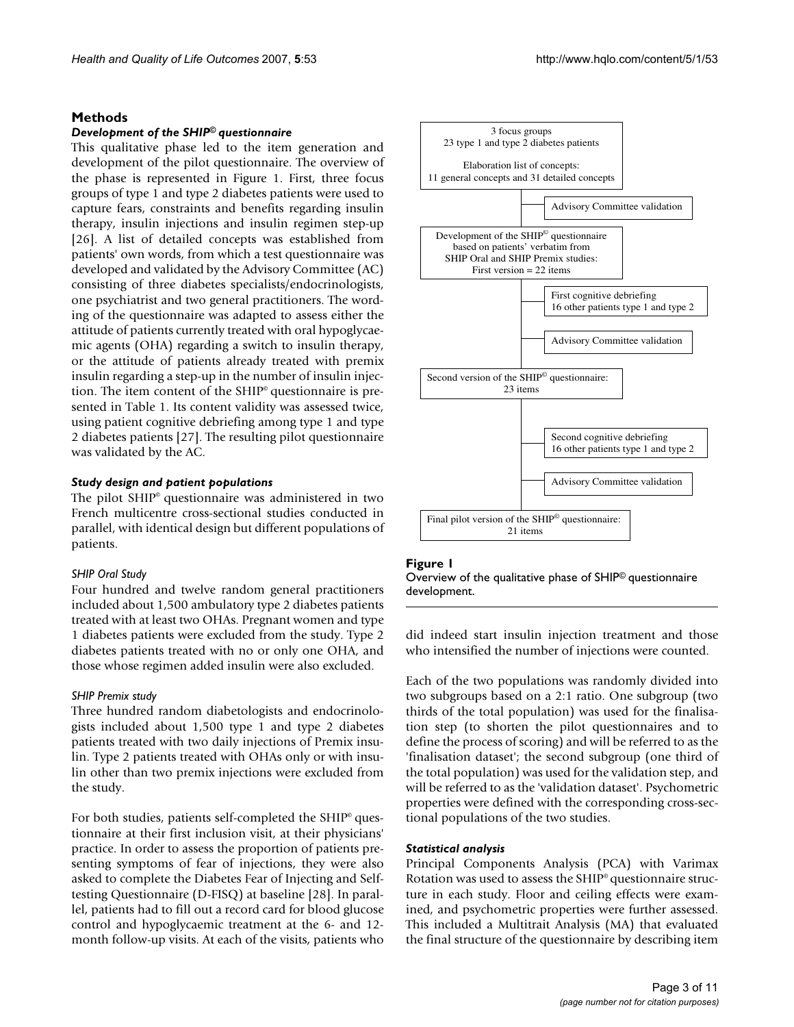## Methods

### *Development of the SHIP© questionnaire*

This qualitative phase led to the item generation and development of the pilot questionnaire. The overview of the phase is represented in Figure 1. First, three focus groups of type 1 and type 2 diabetes patients were used to capture fears, constraints and benefits regarding insulin therapy, insulin injections and insulin regimen step-up [26]. A list of detailed concepts was established from patients' own words, from which a test questionnaire was developed and validated by the Advisory Committee (AC) consisting of three diabetes specialists/endocrinologists, one psychiatrist and two general practitioners. The wording of the questionnaire was adapted to assess either the attitude of patients currently treated with oral hypoglycaemic agents (OHA) regarding a switch to insulin therapy, or the attitude of patients already treated with premix insulin regarding a step-up in the number of insulin injection. The item content of the SHIP® questionnaire is presented in Table 1. Its content validity was assessed twice, using patient cognitive debriefing among type 1 and type 2 diabetes patients [27]. The resulting pilot questionnaire was validated by the AC.

### *Study design and patient populations*

The pilot SHIP® questionnaire was administered in two French multicentre cross-sectional studies conducted in parallel, with identical design but different populations of patients.

#### *SHIP Oral Study*

Four hundred and twelve random general practitioners included about 1,500 ambulatory type 2 diabetes patients treated with at least two OHAs. Pregnant women and type 1 diabetes patients were excluded from the study. Type 2 diabetes patients treated with no or only one OHA, and those whose regimen added insulin were also excluded.

#### *SHIP Premix study*

Three hundred random diabetologists and endocrinologists included about 1,500 type 1 and type 2 diabetes patients treated with two daily injections of Premix insulin. Type 2 patients treated with OHAs only or with insulin other than two premix injections were excluded from the study.

For both studies, patients self-completed the SHIP® questionnaire at their first inclusion visit, at their physicians' practice. In order to assess the proportion of patients presenting symptoms of fear of injections, they were also asked to complete the Diabetes Fear of Injecting and Self-testing Questionnaire (D-FISQ) at baseline [28]. In parallel, patients had to fill out a record card for blood glucose control and hypoglycaemic treatment at the 6- and 12-month follow-up visits. At each of the visits, patients who did indeed start insulin injection treatment and those who intensified the number of injections were counted.

3 focus groups
23 type 1 and type 2 diabetes patients

Elaboration list of concepts:
11 general concepts and 31 detailed concepts

Advisory Committee validation

Development of the SHIP© questionnaire based on patients' verbatim from SHIP Oral and SHIP Premix studies:
First version = 22 items

First cognitive debriefing
16 other patients type 1 and type 2

Advisory Committee validation

Second version of the SHIP© questionnaire:
23 items

Second cognitive debriefing
16 other patients type 1 and type 2

Advisory Committee validation

Final pilot version of the SHIP© questionnaire:
21 items

**Figure 1**
Overview of the qualitative phase of SHIP© questionnaire development.

Each of the two populations was randomly divided into two subgroups based on a 2:1 ratio. One subgroup (two thirds of the total population) was used for the finalisation step (to shorten the pilot questionnaires and to define the process of scoring) and will be referred to as the 'finalisation dataset'; the second subgroup (one third of the total population) was used for the validation step, and will be referred to as the 'validation dataset'. Psychometric properties were defined with the corresponding cross-sectional populations of the two studies.

### *Statistical analysis*

Principal Components Analysis (PCA) with Varimax Rotation was used to assess the SHIP® questionnaire structure in each study. Floor and ceiling effects were examined, and psychometric properties were further assessed. This included a Multitrait Analysis (MA) that evaluated the final structure of the questionnaire by describing item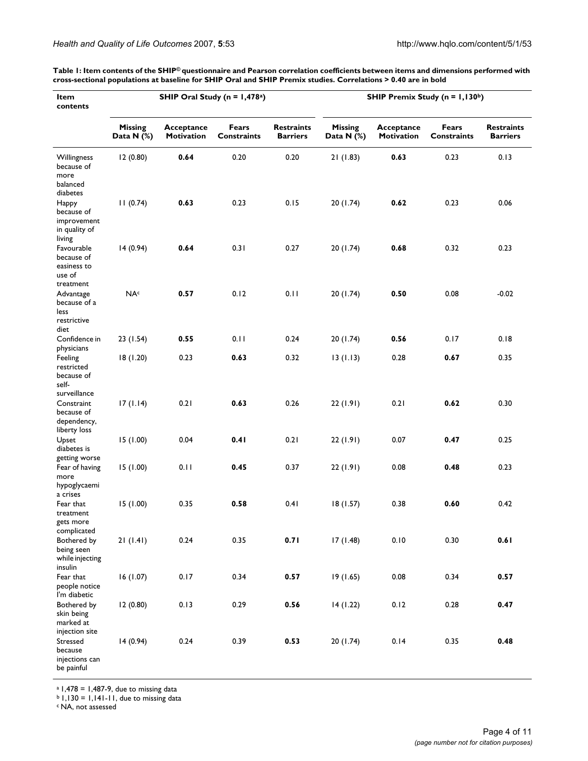**Table 1: Item contents of the SHIP© questionnaire and Pearson correlation coefficients between items and dimensions performed with cross-sectional populations at baseline for SHIP Oral and SHIP Premix studies. Correlations > 0.40 are in bold**

| Item contents | SHIP Oral Study (n = 1,478[a]) | | | | SHIP Premix Study (n = 1,130[b]) | | | |
|---|---|---|---|---|---|---|---|---|
| | Missing Data N (%) | Acceptance Motivation | Fears Constraints | Restraints Barriers | Missing Data N (%) | Acceptance Motivation | Fears Constraints | Restraints Barriers |
| Willingness because of more balanced diabetes | 12 (0.80) | **0.64** | 0.20 | 0.20 | 21 (1.83) | **0.63** | 0.23 | 0.13 |
| Happy because of improvement in quality of living | 11 (0.74) | **0.63** | 0.23 | 0.15 | 20 (1.74) | **0.62** | 0.23 | 0.06 |
| Favourable because of easiness to use of treatment | 14 (0.94) | **0.64** | 0.31 | 0.27 | 20 (1.74) | **0.68** | 0.32 | 0.23 |
| Advantage because of a less restrictive diet | NA[c] | **0.57** | 0.12 | 0.11 | 20 (1.74) | **0.50** | 0.08 | -0.02 |
| Confidence in physicians | 23 (1.54) | **0.55** | 0.11 | 0.24 | 20 (1.74) | **0.56** | 0.17 | 0.18 |
| Feeling restricted because of self-surveillance | 18 (1.20) | 0.23 | **0.63** | 0.32 | 13 (1.13) | 0.28 | **0.67** | 0.35 |
| Constraint because of dependency, liberty loss | 17 (1.14) | 0.21 | **0.63** | 0.26 | 22 (1.91) | 0.21 | **0.62** | 0.30 |
| Upset diabetes is getting worse | 15 (1.00) | 0.04 | **0.41** | 0.21 | 22 (1.91) | 0.07 | **0.47** | 0.25 |
| Fear of having more hypoglycaemia crises | 15 (1.00) | 0.11 | **0.45** | 0.37 | 22 (1.91) | 0.08 | **0.48** | 0.23 |
| Fear that treatment gets more complicated | 15 (1.00) | 0.35 | **0.58** | 0.41 | 18 (1.57) | 0.38 | **0.60** | 0.42 |
| Bothered by being seen while injecting insulin | 21 (1.41) | 0.24 | 0.35 | **0.71** | 17 (1.48) | 0.10 | 0.30 | **0.61** |
| Fear that people notice I'm diabetic | 16 (1.07) | 0.17 | 0.34 | **0.57** | 19 (1.65) | 0.08 | 0.34 | **0.57** |
| Bothered by skin being marked at injection site | 12 (0.80) | 0.13 | 0.29 | **0.56** | 14 (1.22) | 0.12 | 0.28 | **0.47** |
| Stressed because injections can be painful | 14 (0.94) | 0.24 | 0.39 | **0.53** | 20 (1.74) | 0.14 | 0.35 | **0.48** |

[a] 1,478 = 1,487-9, due to missing data
[b] 1,130 = 1,141-11, due to missing data
[c] NA, not assessed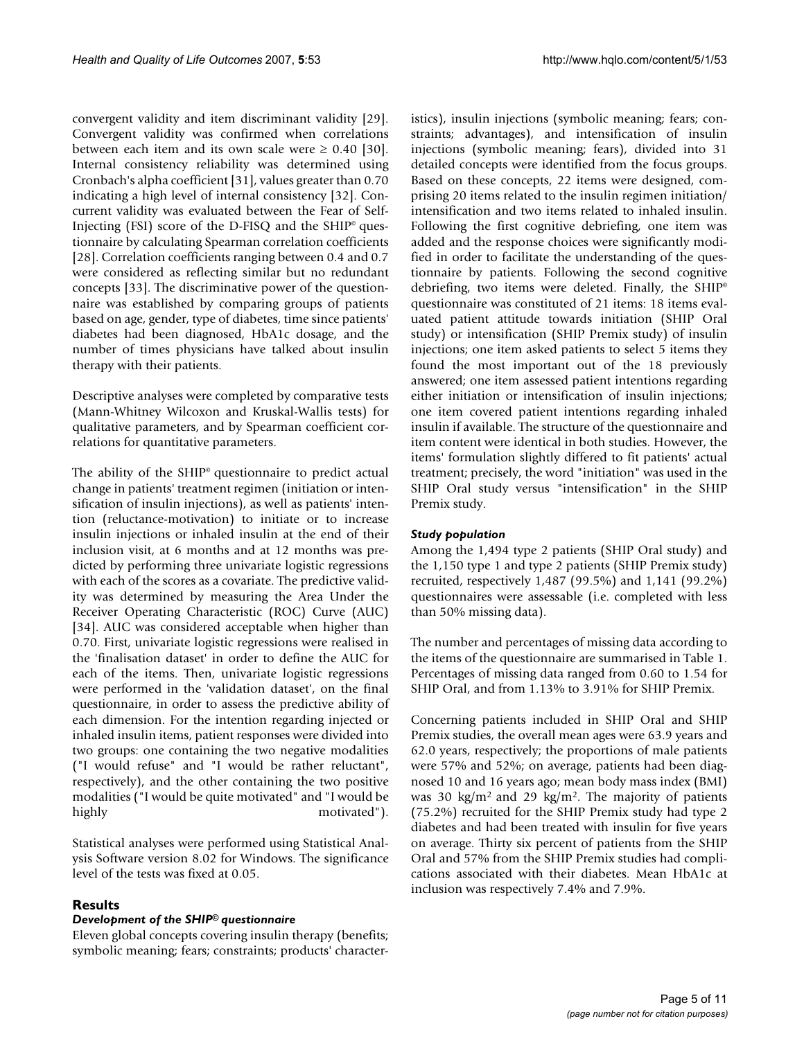convergent validity and item discriminant validity [29]. Convergent validity was confirmed when correlations between each item and its own scale were ≥ 0.40 [30]. Internal consistency reliability was determined using Cronbach's alpha coefficient [31], values greater than 0.70 indicating a high level of internal consistency [32]. Concurrent validity was evaluated between the Fear of Self-Injecting (FSI) score of the D-FISQ and the SHIP® questionnaire by calculating Spearman correlation coefficients [28]. Correlation coefficients ranging between 0.4 and 0.7 were considered as reflecting similar but no redundant concepts [33]. The discriminative power of the questionnaire was established by comparing groups of patients based on age, gender, type of diabetes, time since patients' diabetes had been diagnosed, HbA1c dosage, and the number of times physicians have talked about insulin therapy with their patients.

Descriptive analyses were completed by comparative tests (Mann-Whitney Wilcoxon and Kruskal-Wallis tests) for qualitative parameters, and by Spearman coefficient correlations for quantitative parameters.

The ability of the SHIP® questionnaire to predict actual change in patients' treatment regimen (initiation or intensification of insulin injections), as well as patients' intention (reluctance-motivation) to initiate or to increase insulin injections or inhaled insulin at the end of their inclusion visit, at 6 months and at 12 months was predicted by performing three univariate logistic regressions with each of the scores as a covariate. The predictive validity was determined by measuring the Area Under the Receiver Operating Characteristic (ROC) Curve (AUC) [34]. AUC was considered acceptable when higher than 0.70. First, univariate logistic regressions were realised in the 'finalisation dataset' in order to define the AUC for each of the items. Then, univariate logistic regressions were performed in the 'validation dataset', on the final questionnaire, in order to assess the predictive ability of each dimension. For the intention regarding injected or inhaled insulin items, patient responses were divided into two groups: one containing the two negative modalities ("I would refuse" and "I would be rather reluctant", respectively), and the other containing the two positive modalities ("I would be quite motivated" and "I would be highly motivated").

Statistical analyses were performed using Statistical Analysis Software version 8.02 for Windows. The significance level of the tests was fixed at 0.05.

## Results

### *Development of the SHIP® questionnaire*

Eleven global concepts covering insulin therapy (benefits; symbolic meaning; fears; constraints; products' characteristics), insulin injections (symbolic meaning; fears; constraints; advantages), and intensification of insulin injections (symbolic meaning; fears), divided into 31 detailed concepts were identified from the focus groups. Based on these concepts, 22 items were designed, comprising 20 items related to the insulin regimen initiation/intensification and two items related to inhaled insulin. Following the first cognitive debriefing, one item was added and the response choices were significantly modified in order to facilitate the understanding of the questionnaire by patients. Following the second cognitive debriefing, two items were deleted. Finally, the SHIP® questionnaire was constituted of 21 items: 18 items evaluated patient attitude towards initiation (SHIP Oral study) or intensification (SHIP Premix study) of insulin injections; one item asked patients to select 5 items they found the most important out of the 18 previously answered; one item assessed patient intentions regarding either initiation or intensification of insulin injections; one item covered patient intentions regarding inhaled insulin if available. The structure of the questionnaire and item content were identical in both studies. However, the items' formulation slightly differed to fit patients' actual treatment; precisely, the word "initiation" was used in the SHIP Oral study versus "intensification" in the SHIP Premix study.

### *Study population*

Among the 1,494 type 2 patients (SHIP Oral study) and the 1,150 type 1 and type 2 patients (SHIP Premix study) recruited, respectively 1,487 (99.5%) and 1,141 (99.2%) questionnaires were assessable (i.e. completed with less than 50% missing data).

The number and percentages of missing data according to the items of the questionnaire are summarised in Table 1. Percentages of missing data ranged from 0.60 to 1.54 for SHIP Oral, and from 1.13% to 3.91% for SHIP Premix.

Concerning patients included in SHIP Oral and SHIP Premix studies, the overall mean ages were 63.9 years and 62.0 years, respectively; the proportions of male patients were 57% and 52%; on average, patients had been diagnosed 10 and 16 years ago; mean body mass index (BMI) was 30 $kg/m^2$ and 29 $kg/m^2$. The majority of patients (75.2%) recruited for the SHIP Premix study had type 2 diabetes and had been treated with insulin for five years on average. Thirty six percent of patients from the SHIP Oral and 57% from the SHIP Premix studies had complications associated with their diabetes. Mean HbA1c at inclusion was respectively 7.4% and 7.9%.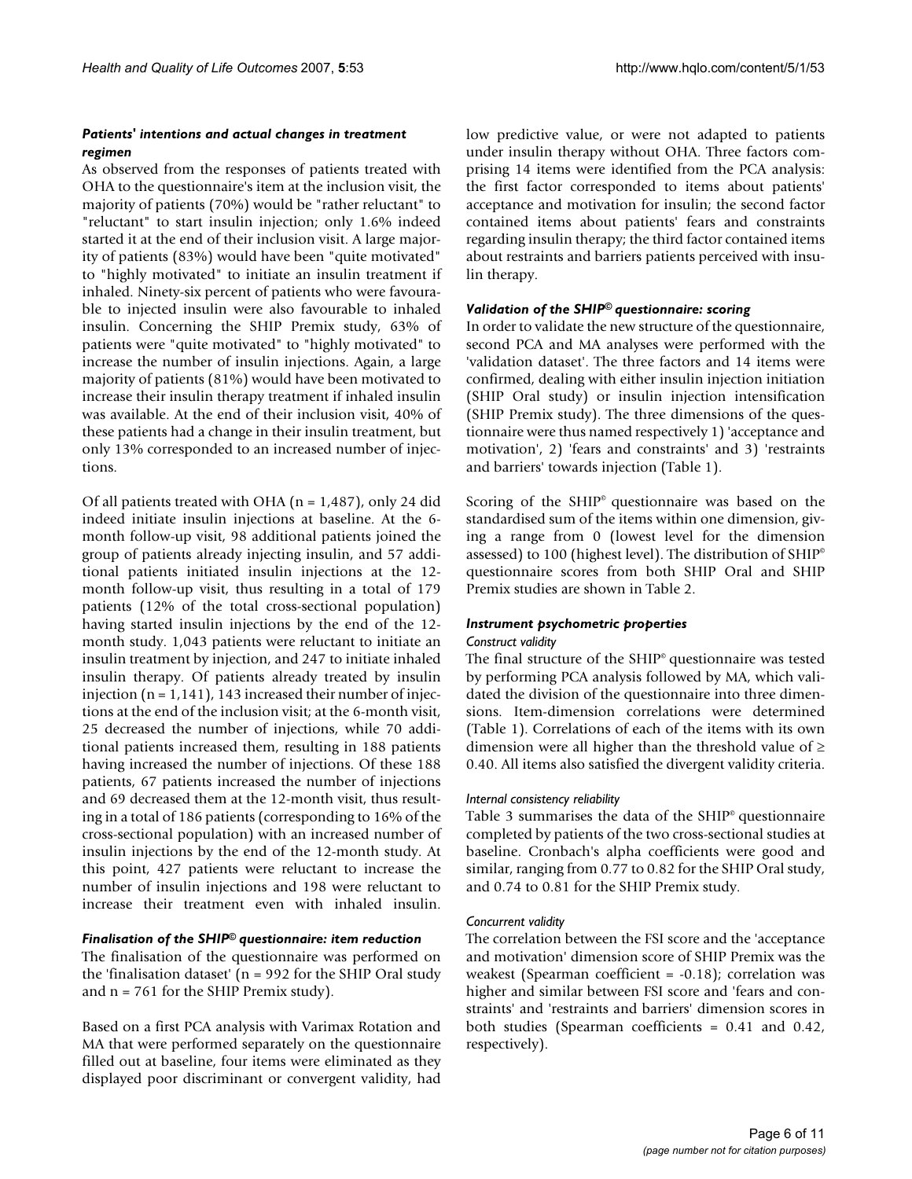### *Patients' intentions and actual changes in treatment regimen*

As observed from the responses of patients treated with OHA to the questionnaire's item at the inclusion visit, the majority of patients (70%) would be "rather reluctant" to "reluctant" to start insulin injection; only 1.6% indeed started it at the end of their inclusion visit. A large majority of patients (83%) would have been "quite motivated" to "highly motivated" to initiate an insulin treatment if inhaled. Ninety-six percent of patients who were favourable to injected insulin were also favourable to inhaled insulin. Concerning the SHIP Premix study, 63% of patients were "quite motivated" to "highly motivated" to increase the number of insulin injections. Again, a large majority of patients (81%) would have been motivated to increase their insulin therapy treatment if inhaled insulin was available. At the end of their inclusion visit, 40% of these patients had a change in their insulin treatment, but only 13% corresponded to an increased number of injections.

Of all patients treated with OHA (n = 1,487), only 24 did indeed initiate insulin injections at baseline. At the 6-month follow-up visit, 98 additional patients joined the group of patients already injecting insulin, and 57 additional patients initiated insulin injections at the 12-month follow-up visit, thus resulting in a total of 179 patients (12% of the total cross-sectional population) having started insulin injections by the end of the 12-month study. 1,043 patients were reluctant to initiate an insulin treatment by injection, and 247 to initiate inhaled insulin therapy. Of patients already treated by insulin injection (n = 1,141), 143 increased their number of injections at the end of the inclusion visit; at the 6-month visit, 25 decreased the number of injections, while 70 additional patients increased them, resulting in 188 patients having increased the number of injections. Of these 188 patients, 67 patients increased the number of injections and 69 decreased them at the 12-month visit, thus resulting in a total of 186 patients (corresponding to 16% of the cross-sectional population) with an increased number of insulin injections by the end of the 12-month study. At this point, 427 patients were reluctant to increase the number of insulin injections and 198 were reluctant to increase their treatment even with inhaled insulin.

### *Finalisation of the SHIP© questionnaire: item reduction*

The finalisation of the questionnaire was performed on the 'finalisation dataset' (n = 992 for the SHIP Oral study and n = 761 for the SHIP Premix study).

Based on a first PCA analysis with Varimax Rotation and MA that were performed separately on the questionnaire filled out at baseline, four items were eliminated as they displayed poor discriminant or convergent validity, had low predictive value, or were not adapted to patients under insulin therapy without OHA. Three factors comprising 14 items were identified from the PCA analysis: the first factor corresponded to items about patients' acceptance and motivation for insulin; the second factor contained items about patients' fears and constraints regarding insulin therapy; the third factor contained items about restraints and barriers patients perceived with insulin therapy.

### *Validation of the SHIP© questionnaire: scoring*

In order to validate the new structure of the questionnaire, second PCA and MA analyses were performed with the 'validation dataset'. The three factors and 14 items were confirmed, dealing with either insulin injection initiation (SHIP Oral study) or insulin injection intensification (SHIP Premix study). The three dimensions of the questionnaire were thus named respectively 1) 'acceptance and motivation', 2) 'fears and constraints' and 3) 'restraints and barriers' towards injection (Table 1).

Scoring of the SHIP® questionnaire was based on the standardised sum of the items within one dimension, giving a range from 0 (lowest level for the dimension assessed) to 100 (highest level). The distribution of SHIP® questionnaire scores from both SHIP Oral and SHIP Premix studies are shown in Table 2.

### *Instrument psychometric properties*

#### *Construct validity*

The final structure of the SHIP® questionnaire was tested by performing PCA analysis followed by MA, which validated the division of the questionnaire into three dimensions. Item-dimension correlations were determined (Table 1). Correlations of each of the items with its own dimension were all higher than the threshold value of $\geq$ 0.40. All items also satisfied the divergent validity criteria.

#### *Internal consistency reliability*

Table 3 summarises the data of the SHIP® questionnaire completed by patients of the two cross-sectional studies at baseline. Cronbach's alpha coefficients were good and similar, ranging from 0.77 to 0.82 for the SHIP Oral study, and 0.74 to 0.81 for the SHIP Premix study.

#### *Concurrent validity*

The correlation between the FSI score and the 'acceptance and motivation' dimension score of SHIP Premix was the weakest (Spearman coefficient = -0.18); correlation was higher and similar between FSI score and 'fears and constraints' and 'restraints and barriers' dimension scores in both studies (Spearman coefficients = 0.41 and 0.42, respectively).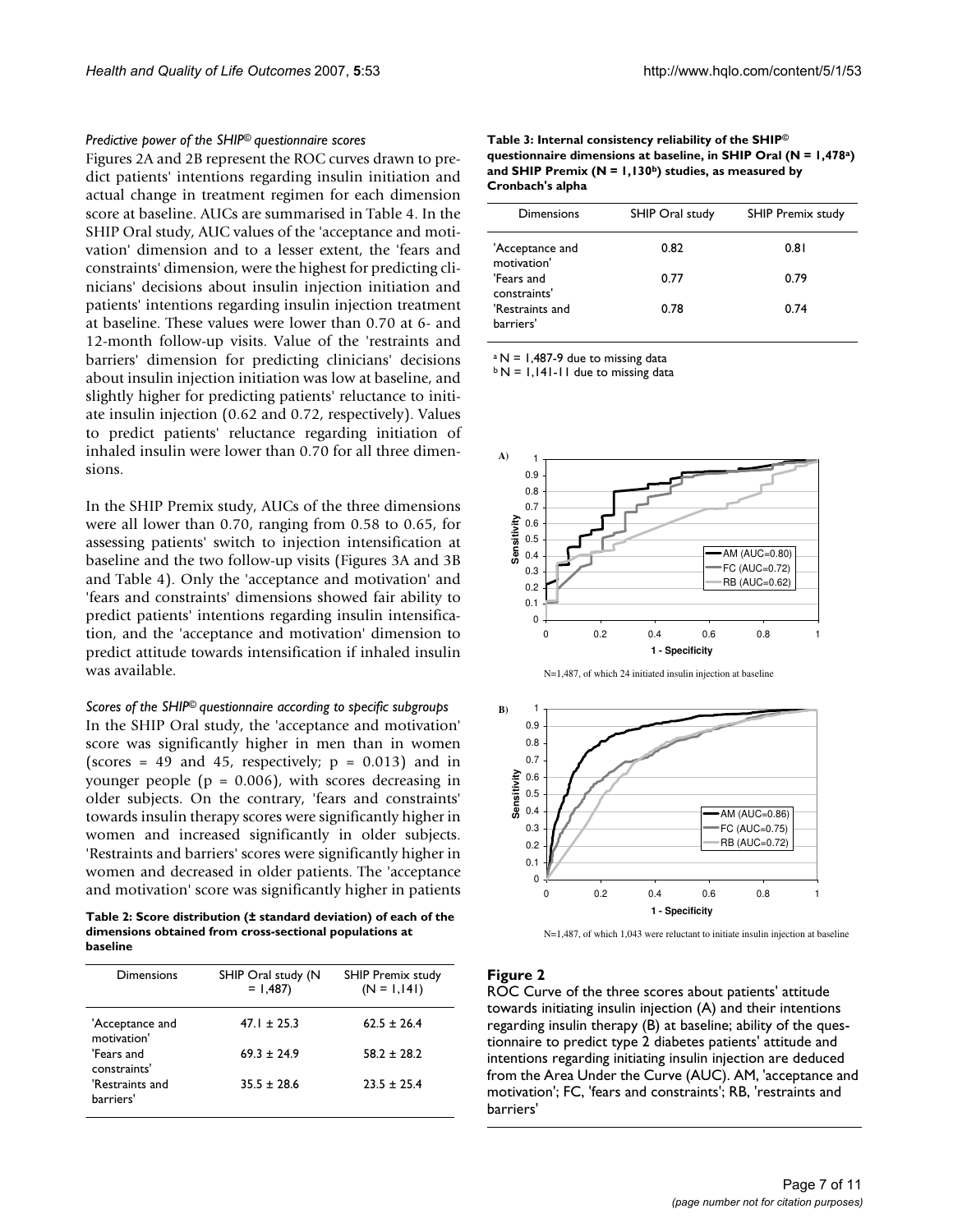*Predictive power of the SHIP© questionnaire scores*

Figures 2A and 2B represent the ROC curves drawn to predict patients' intentions regarding insulin initiation and actual change in treatment regimen for each dimension score at baseline. AUCs are summarised in Table 4. In the SHIP Oral study, AUC values of the 'acceptance and motivation' dimension and to a lesser extent, the 'fears and constraints' dimension, were the highest for predicting clinicians' decisions about insulin injection initiation and patients' intentions regarding insulin injection treatment at baseline. These values were lower than 0.70 at 6- and 12-month follow-up visits. Value of the 'restraints and barriers' dimension for predicting clinicians' decisions about insulin injection initiation was low at baseline, and slightly higher for predicting patients' reluctance to initiate insulin injection (0.62 and 0.72, respectively). Values to predict patients' reluctance regarding initiation of inhaled insulin were lower than 0.70 for all three dimensions.

In the SHIP Premix study, AUCs of the three dimensions were all lower than 0.70, ranging from 0.58 to 0.65, for assessing patients' switch to injection intensification at baseline and the two follow-up visits (Figures 3A and 3B and Table 4). Only the 'acceptance and motivation' and 'fears and constraints' dimensions showed fair ability to predict patients' intentions regarding insulin intensification, and the 'acceptance and motivation' dimension to predict attitude towards intensification if inhaled insulin was available.

*Scores of the SHIP© questionnaire according to specific subgroups*

In the SHIP Oral study, the 'acceptance and motivation' score was significantly higher in men than in women (scores = 49 and 45, respectively; $p = 0.013$) and in younger people ($p = 0.006$), with scores decreasing in older subjects. On the contrary, 'fears and constraints' towards insulin therapy scores were significantly higher in women and increased significantly in older subjects. 'Restraints and barriers' scores were significantly higher in women and decreased in older patients. The 'acceptance and motivation' score was significantly higher in patients

**Table 2: Score distribution (± standard deviation) of each of the dimensions obtained from cross-sectional populations at baseline**

| Dimensions | SHIP Oral study (N = 1,487) | SHIP Premix study (N = 1,141) |
|---|---|---|
| 'Acceptance and motivation' | 47.1 ± 25.3 | 62.5 ± 26.4 |
| 'Fears and constraints' | 69.3 ± 24.9 | 58.2 ± 28.2 |
| 'Restraints and barriers' | 35.5 ± 28.6 | 23.5 ± 25.4 |

**Table 3: Internal consistency reliability of the SHIP© questionnaire dimensions at baseline, in SHIP Oral (N = 1,478[a]) and SHIP Premix (N = 1,130[b]) studies, as measured by Cronbach's alpha**

| Dimensions | SHIP Oral study | SHIP Premix study |
|---|---|---|
| 'Acceptance and motivation' | 0.82 | 0.81 |
| 'Fears and constraints' | 0.77 | 0.79 |
| 'Restraints and barriers' | 0.78 | 0.74 |

[a] N = 1,487-9 due to missing data
[b] N = 1,141-11 due to missing data

N=1,487, of which 24 initiated insulin injection at baseline

N=1,487, of which 1,043 were reluctant to initiate insulin injection at baseline

**Figure 2**

ROC Curve of the three scores about patients' attitude towards initiating insulin injection (A) and their intentions regarding insulin therapy (B) at baseline; ability of the questionnaire to predict type 2 diabetes patients' attitude and intentions regarding initiating insulin injection are deduced from the Area Under the Curve (AUC). AM, 'acceptance and motivation'; FC, 'fears and constraints'; RB, 'restraints and barriers'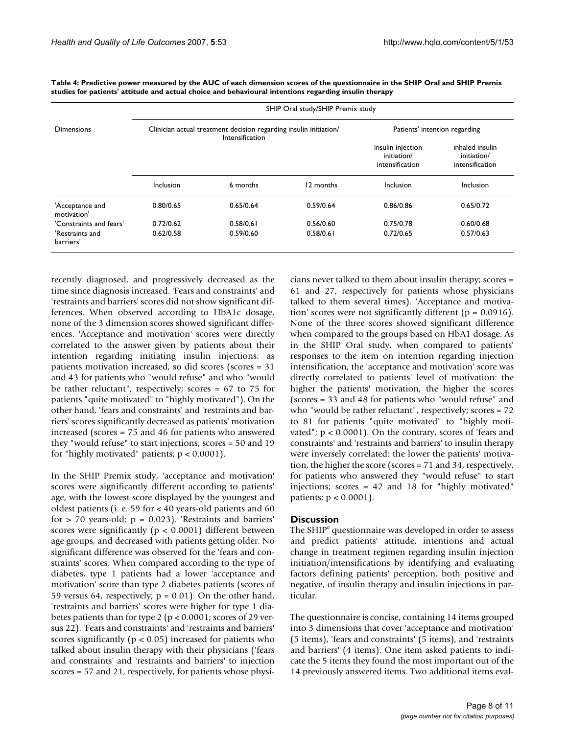**Table 4: Predictive power measured by the AUC of each dimension scores of the questionnaire in the SHIP Oral and SHIP Premix studies for patients' attitude and actual choice and behavioural intentions regarding insulin therapy**

| Dimensions | SHIP Oral study/SHIP Premix study | | | | |
|---|---|---|---|---|---|
| | Clinician actual treatment decision regarding insulin initiation/ Intensification | | | Patients' intention regarding | |
| | | | | insulin injection initiation/ intensification | inhaled insulin initiation/ intensification |
| | Inclusion | 6 months | 12 months | Inclusion | Inclusion |
| 'Acceptance and motivation' | 0.80/0.65 | 0.65/0.64 | 0.59/0.64 | 0.86/0.86 | 0.65/0.72 |
| 'Constraints and fears' | 0.72/0.62 | 0.58/0.61 | 0.56/0.60 | 0.75/0.78 | 0.60/0.68 |
| 'Restraints and barriers' | 0.62/0.58 | 0.59/0.60 | 0.58/0.61 | 0.72/0.65 | 0.57/0.63 |

recently diagnosed, and progressively decreased as the time since diagnosis increased. 'Fears and constraints' and 'restraints and barriers' scores did not show significant differences. When observed according to HbA1c dosage, none of the 3 dimension scores showed significant differences. 'Acceptance and motivation' scores were directly correlated to the answer given by patients about their intention regarding initiating insulin injections: as patients motivation increased, so did scores (scores = 31 and 43 for patients who "would refuse" and who "would be rather reluctant", respectively; scores = 67 to 75 for patients "quite motivated" to "highly motivated"). On the other hand, 'fears and constraints' and 'restraints and barriers' scores significantly decreased as patients' motivation increased (scores = 75 and 46 for patients who answered they "would refuse" to start injections; scores = 50 and 19 for "highly motivated" patients; $p < 0.0001$).

In the SHIP Premix study, 'acceptance and motivation' scores were significantly different according to patients' age, with the lowest score displayed by the youngest and oldest patients (i. e. 59 for < 40 years-old patients and 60 for > 70 years-old; $p = 0.023$). 'Restraints and barriers' scores were significantly ($p < 0.0001$) different between age groups, and decreased with patients getting older. No significant difference was observed for the 'fears and constraints' scores. When compared according to the type of diabetes, type 1 patients had a lower 'acceptance and motivation' score than type 2 diabetes patients (scores of 59 versus 64, respectively; $p = 0.01$). On the other hand, 'restraints and barriers' scores were higher for type 1 diabetes patients than for type 2 ($p < 0.0001$; scores of 29 versus 22). 'Fears and constraints' and 'restraints and barriers' scores significantly ($p < 0.05$) increased for patients who talked about insulin therapy with their physicians ('fears and constraints' and 'restraints and barriers' to injection scores = 57 and 21, respectively, for patients whose physicians never talked to them about insulin therapy; scores = 61 and 27, respectively for patients whose physicians talked to them several times). 'Acceptance and motivation' scores were not significantly different ($p = 0.0916$). None of the three scores showed significant difference when compared to the groups based on HbA1 dosage. As in the SHIP Oral study, when compared to patients' responses to the item on intention regarding injection intensification, the 'acceptance and motivation' score was directly correlated to patients' level of motivation: the higher the patients' motivation, the higher the scores (scores = 33 and 48 for patients who "would refuse" and who "would be rather reluctant", respectively; scores = 72 to 81 for patients "quite motivated" to "highly motivated"; $p < 0.0001$). On the contrary, scores of 'fears and constraints' and 'restraints and barriers' to insulin therapy were inversely correlated: the lower the patients' motivation, the higher the score (scores = 71 and 34, respectively, for patients who answered they "would refuse" to start injections; scores = 42 and 18 for "highly motivated" patients; $p < 0.0001$).

## Discussion

The SHIP® questionnaire was developed in order to assess and predict patients' attitude, intentions and actual change in treatment regimen regarding insulin injection initiation/intensifications by identifying and evaluating factors defining patients' perception, both positive and negative, of insulin therapy and insulin injections in particular.

The questionnaire is concise, containing 14 items grouped into 3 dimensions that cover 'acceptance and motivation' (5 items), 'fears and constraints' (5 items), and 'restraints and barriers' (4 items). One item asked patients to indicate the 5 items they found the most important out of the 14 previously answered items. Two additional items eval-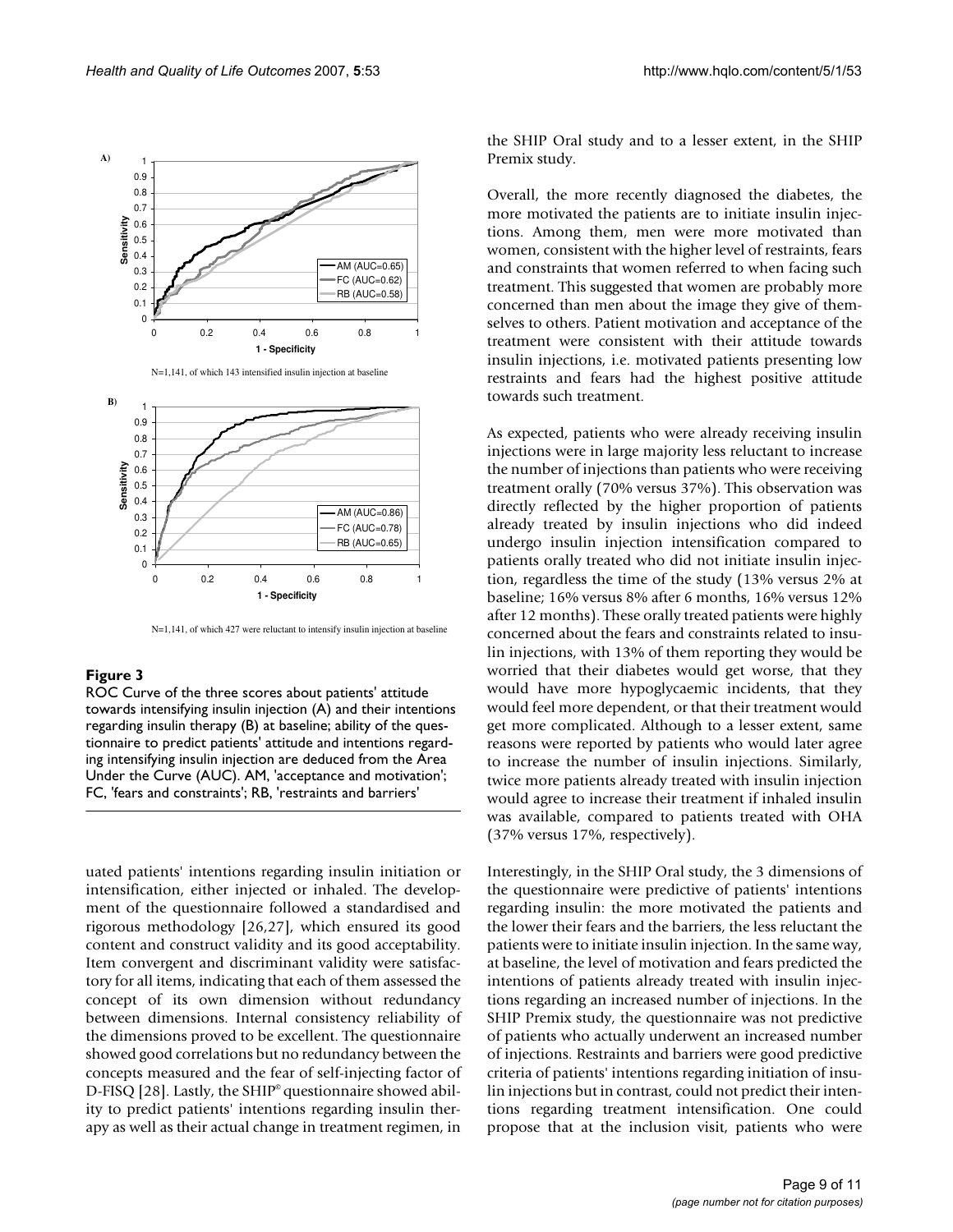**Figure 3**

ROC Curve of the three scores about patients' attitude towards intensifying insulin injection (A) and their intentions regarding insulin therapy (B) at baseline; ability of the questionnaire to predict patients' attitude and intentions regarding intensifying insulin injection are deduced from the Area Under the Curve (AUC). AM, 'acceptance and motivation'; FC, 'fears and constraints'; RB, 'restraints and barriers'

uated patients' intentions regarding insulin initiation or intensification, either injected or inhaled. The development of the questionnaire followed a standardised and rigorous methodology [26,27], which ensured its good content and construct validity and its good acceptability. Item convergent and discriminant validity were satisfactory for all items, indicating that each of them assessed the concept of its own dimension without redundancy between dimensions. Internal consistency reliability of the dimensions proved to be excellent. The questionnaire showed good correlations but no redundancy between the concepts measured and the fear of self-injecting factor of D-FISQ [28]. Lastly, the SHIP® questionnaire showed ability to predict patients' intentions regarding insulin therapy as well as their actual change in treatment regimen, in the SHIP Oral study and to a lesser extent, in the SHIP Premix study.

Overall, the more recently diagnosed the diabetes, the more motivated the patients are to initiate insulin injections. Among them, men were more motivated than women, consistent with the higher level of restraints, fears and constraints that women referred to when facing such treatment. This suggested that women are probably more concerned than men about the image they give of themselves to others. Patient motivation and acceptance of the treatment were consistent with their attitude towards insulin injections, i.e. motivated patients presenting low restraints and fears had the highest positive attitude towards such treatment.

As expected, patients who were already receiving insulin injections were in large majority less reluctant to increase the number of injections than patients who were receiving treatment orally (70% versus 37%). This observation was directly reflected by the higher proportion of patients already treated by insulin injections who did indeed undergo insulin injection intensification compared to patients orally treated who did not initiate insulin injection, regardless the time of the study (13% versus 2% at baseline; 16% versus 8% after 6 months, 16% versus 12% after 12 months). These orally treated patients were highly concerned about the fears and constraints related to insulin injections, with 13% of them reporting they would be worried that their diabetes would get worse, that they would have more hypoglycaemic incidents, that they would feel more dependent, or that their treatment would get more complicated. Although to a lesser extent, same reasons were reported by patients who would later agree to increase the number of insulin injections. Similarly, twice more patients already treated with insulin injection would agree to increase their treatment if inhaled insulin was available, compared to patients treated with OHA (37% versus 17%, respectively).

Interestingly, in the SHIP Oral study, the 3 dimensions of the questionnaire were predictive of patients' intentions regarding insulin: the more motivated the patients and the lower their fears and the barriers, the less reluctant the patients were to initiate insulin injection. In the same way, at baseline, the level of motivation and fears predicted the intentions of patients already treated with insulin injections regarding an increased number of injections. In the SHIP Premix study, the questionnaire was not predictive of patients who actually underwent an increased number of injections. Restraints and barriers were good predictive criteria of patients' intentions regarding initiation of insulin injections but in contrast, could not predict their intentions regarding treatment intensification. One could propose that at the inclusion visit, patients who were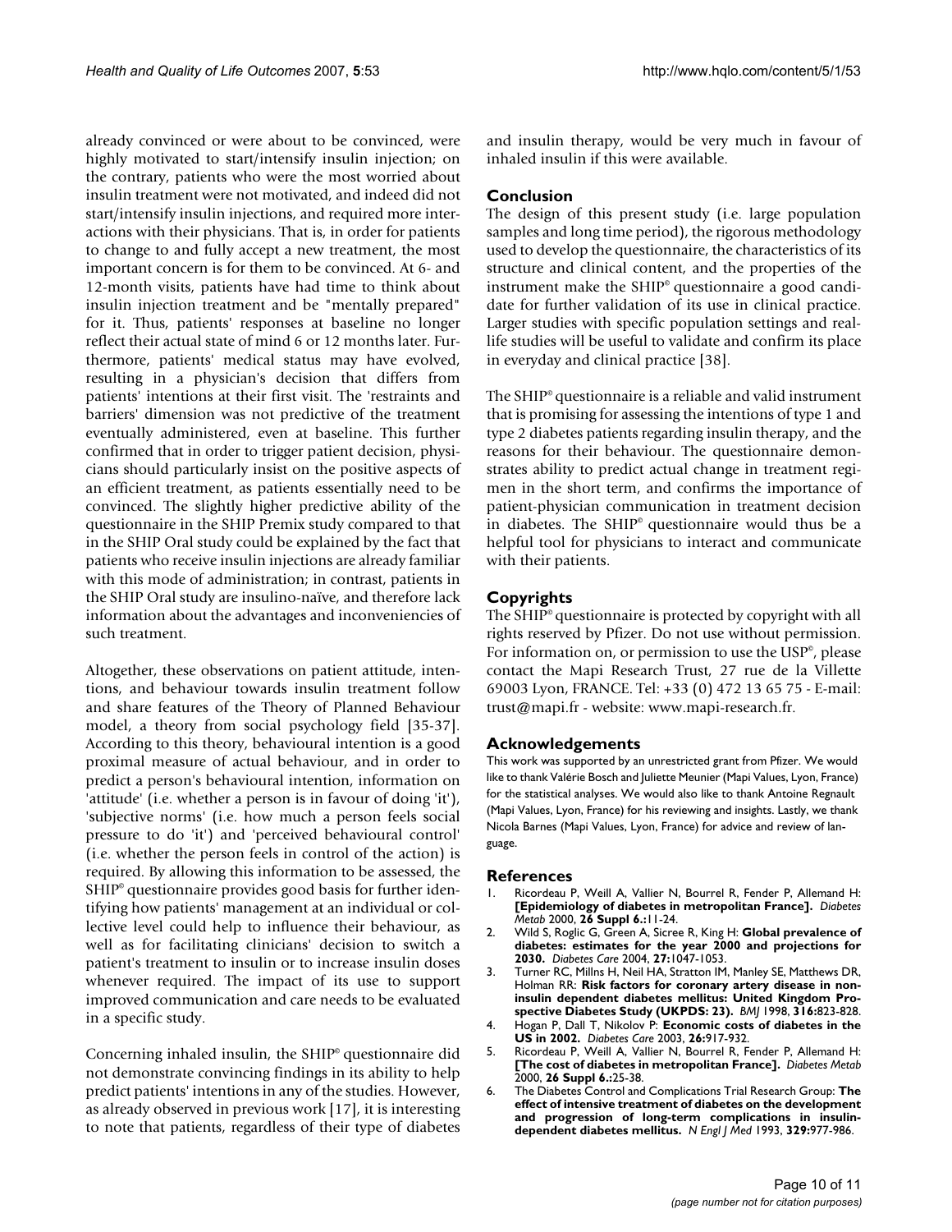already convinced or were about to be convinced, were highly motivated to start/intensify insulin injection; on the contrary, patients who were the most worried about insulin treatment were not motivated, and indeed did not start/intensify insulin injections, and required more interactions with their physicians. That is, in order for patients to change to and fully accept a new treatment, the most important concern is for them to be convinced. At 6- and 12-month visits, patients have had time to think about insulin injection treatment and be "mentally prepared" for it. Thus, patients' responses at baseline no longer reflect their actual state of mind 6 or 12 months later. Furthermore, patients' medical status may have evolved, resulting in a physician's decision that differs from patients' intentions at their first visit. The 'restraints and barriers' dimension was not predictive of the treatment eventually administered, even at baseline. This further confirmed that in order to trigger patient decision, physicians should particularly insist on the positive aspects of an efficient treatment, as patients essentially need to be convinced. The slightly higher predictive ability of the questionnaire in the SHIP Premix study compared to that in the SHIP Oral study could be explained by the fact that patients who receive insulin injections are already familiar with this mode of administration; in contrast, patients in the SHIP Oral study are insulino-naïve, and therefore lack information about the advantages and inconveniencies of such treatment.

Altogether, these observations on patient attitude, intentions, and behaviour towards insulin treatment follow and share features of the Theory of Planned Behaviour model, a theory from social psychology field [35-37]. According to this theory, behavioural intention is a good proximal measure of actual behaviour, and in order to predict a person's behavioural intention, information on 'attitude' (i.e. whether a person is in favour of doing 'it'), 'subjective norms' (i.e. how much a person feels social pressure to do 'it') and 'perceived behavioural control' (i.e. whether the person feels in control of the action) is required. By allowing this information to be assessed, the SHIP® questionnaire provides good basis for further identifying how patients' management at an individual or collective level could help to influence their behaviour, as well as for facilitating clinicians' decision to switch a patient's treatment to insulin or to increase insulin doses whenever required. The impact of its use to support improved communication and care needs to be evaluated in a specific study.

Concerning inhaled insulin, the SHIP® questionnaire did not demonstrate convincing findings in its ability to help predict patients' intentions in any of the studies. However, as already observed in previous work [17], it is interesting to note that patients, regardless of their type of diabetes and insulin therapy, would be very much in favour of inhaled insulin if this were available.

## Conclusion

The design of this present study (i.e. large population samples and long time period), the rigorous methodology used to develop the questionnaire, the characteristics of its structure and clinical content, and the properties of the instrument make the SHIP® questionnaire a good candidate for further validation of its use in clinical practice. Larger studies with specific population settings and real-life studies will be useful to validate and confirm its place in everyday and clinical practice [38].

The SHIP® questionnaire is a reliable and valid instrument that is promising for assessing the intentions of type 1 and type 2 diabetes patients regarding insulin therapy, and the reasons for their behaviour. The questionnaire demonstrates ability to predict actual change in treatment regimen in the short term, and confirms the importance of patient-physician communication in treatment decision in diabetes. The SHIP® questionnaire would thus be a helpful tool for physicians to interact and communicate with their patients.

## Copyrights

The SHIP® questionnaire is protected by copyright with all rights reserved by Pfizer. Do not use without permission. For information on, or permission to use the USP®, please contact the Mapi Research Trust, 27 rue de la Villette 69003 Lyon, FRANCE. Tel: +33 (0) 472 13 65 75 - E-mail: trust@mapi.fr - website: www.mapi-research.fr.

## Acknowledgements

This work was supported by an unrestricted grant from Pfizer. We would like to thank Valérie Bosch and Juliette Meunier (Mapi Values, Lyon, France) for the statistical analyses. We would also like to thank Antoine Regnault (Mapi Values, Lyon, France) for his reviewing and insights. Lastly, we thank Nicola Barnes (Mapi Values, Lyon, France) for advice and review of language.

## References

1. Ricordeau P, Weill A, Vallier N, Bourrel R, Fender P, Allemand H: **[Epidemiology of diabetes in metropolitan France].** *Diabetes Metab* 2000, **26 Suppl 6.:**11-24.
2. Wild S, Roglic G, Green A, Sicree R, King H: **Global prevalence of diabetes: estimates for the year 2000 and projections for 2030.** *Diabetes Care* 2004, **27:**1047-1053.
3. Turner RC, Millns H, Neil HA, Stratton IM, Manley SE, Matthews DR, Holman RR: **Risk factors for coronary artery disease in non-insulin dependent diabetes mellitus: United Kingdom Prospective Diabetes Study (UKPDS: 23).** *BMJ* 1998, **316:**823-828.
4. Hogan P, Dall T, Nikolov P: **Economic costs of diabetes in the US in 2002.** *Diabetes Care* 2003, **26:**917-932.
5. Ricordeau P, Weill A, Vallier N, Bourrel R, Fender P, Allemand H: **[The cost of diabetes in metropolitan France].** *Diabetes Metab* 2000, **26 Suppl 6.:**25-38.
6. The Diabetes Control and Complications Trial Research Group: **The effect of intensive treatment of diabetes on the development and progression of long-term complications in insulin-dependent diabetes mellitus.** *N Engl J Med* 1993, **329:**977-986.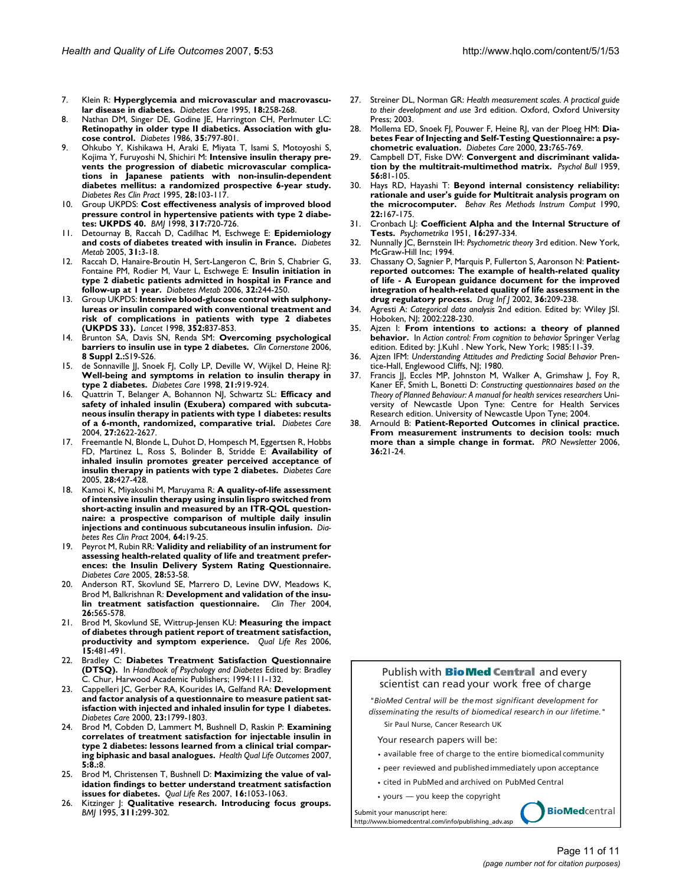7. Klein R: **Hyperglycemia and microvascular and macrovascular disease in diabetes.** *Diabetes Care* 1995, **18:**258-268.
8. Nathan DM, Singer DE, Godine JE, Harrington CH, Perlmuter LC: **Retinopathy in older type II diabetics. Association with glucose control.** *Diabetes* 1986, **35:**797-801.
9. Ohkubo Y, Kishikawa H, Araki E, Miyata T, Isami S, Motoyoshi S, Kojima Y, Furuyoshi N, Shichiri M: **Intensive insulin therapy prevents the progression of diabetic microvascular complications in Japanese patients with non-insulin-dependent diabetes mellitus: a randomized prospective 6-year study.** *Diabetes Res Clin Pract* 1995, **28:**103-117.
10. Group UKPDS: **Cost effectiveness analysis of improved blood pressure control in hypertensive patients with type 2 diabetes: UKPDS 40.** *BMJ* 1998, **317:**720-726.
11. Detournay B, Raccah D, Cadilhac M, Eschwege E: **Epidemiology and costs of diabetes treated with insulin in France.** *Diabetes Metab* 2005, **31:**3-18.
12. Raccah D, Hanaire-Broutin H, Sert-Langeron C, Brin S, Chabrier G, Fontaine PM, Rodier M, Vaur L, Eschwege E: **Insulin initiation in type 2 diabetic patients admitted in hospital in France and follow-up at 1 year.** *Diabetes Metab* 2006, **32:**244-250.
13. Group UKPDS: **Intensive blood-glucose control with sulphonylureas or insulin compared with conventional treatment and risk of complications in patients with type 2 diabetes (UKPDS 33).** *Lancet* 1998, **352:**837-853.
14. Brunton SA, Davis SN, Renda SM: **Overcoming psychological barriers to insulin use in type 2 diabetes.** *Clin Cornerstone* 2006, **8 Suppl 2.:**S19-S26.
15. de Sonnaville JJ, Snoek FJ, Colly LP, Deville W, Wijkel D, Heine RJ: **Well-being and symptoms in relation to insulin therapy in type 2 diabetes.** *Diabetes Care* 1998, **21:**919-924.
16. Quattrin T, Belanger A, Bohannon NJ, Schwartz SL: **Efficacy and safety of inhaled insulin (Exubera) compared with subcutaneous insulin therapy in patients with type 1 diabetes: results of a 6-month, randomized, comparative trial.** *Diabetes Care* 2004, **27:**2622-2627.
17. Freemantle N, Blonde L, Duhot D, Hompesch M, Eggertsen R, Hobbs FD, Martinez L, Ross S, Bolinder B, Stridde E: **Availability of inhaled insulin promotes greater perceived acceptance of insulin therapy in patients with type 2 diabetes.** *Diabetes Care* 2005, **28:**427-428.
18. Kamoi K, Miyakoshi M, Maruyama R: **A quality-of-life assessment of intensive insulin therapy using insulin lispro switched from short-acting insulin and measured by an ITR-QOL questionnaire: a prospective comparison of multiple daily insulin injections and continuous subcutaneous insulin infusion.** *Diabetes Res Clin Pract* 2004, **64:**19-25.
19. Peyrot M, Rubin RR: **Validity and reliability of an instrument for assessing health-related quality of life and treatment preferences: the Insulin Delivery System Rating Questionnaire.** *Diabetes Care* 2005, **28:**53-58.
20. Anderson RT, Skovlund SE, Marrero D, Levine DW, Meadows K, Brod M, Balkrishnan R: **Development and validation of the insulin treatment satisfaction questionnaire.** *Clin Ther* 2004, **26:**565-578.
21. Brod M, Skovlund SE, Wittrup-Jensen KU: **Measuring the impact of diabetes through patient report of treatment satisfaction, productivity and symptom experience.** *Qual Life Res* 2006, **15:**481-491.
22. Bradley C: **Diabetes Treatment Satisfaction Questionnaire (DTSQ).** In *Handbook of Psychology and Diabetes* Edited by: Bradley C. Chur, Harwood Academic Publishers; 1994:111-132.
23. Cappelleri JC, Gerber RA, Kourides IA, Gelfand RA: **Development and factor analysis of a questionnaire to measure patient satisfaction with injected and inhaled insulin for type 1 diabetes.** *Diabetes Care* 2000, **23:**1799-1803.
24. Brod M, Cobden D, Lammert M, Bushnell D, Raskin P: **Examining correlates of treatment satisfaction for injectable insulin in type 2 diabetes: lessons learned from a clinical trial comparing biphasic and basal analogues.** *Health Qual Life Outcomes* 2007, **5:8.:**8.
25. Brod M, Christensen T, Bushnell D: **Maximizing the value of validation findings to better understand treatment satisfaction issues for diabetes.** *Qual Life Res* 2007, **16:**1053-1063.
26. Kitzinger J: **Qualitative research. Introducing focus groups.** *BMJ* 1995, **311:**299-302.
27. Streiner DL, Norman GR: *Health measurement scales. A practical guide to their development and use* 3rd edition. Oxford, Oxford University Press; 2003.
28. Mollema ED, Snoek FJ, Pouwer F, Heine RJ, van der Ploeg HM: **Diabetes Fear of Injecting and Self-Testing Questionnaire: a psychometric evaluation.** *Diabetes Care* 2000, **23:**765-769.
29. Campbell DT, Fiske DW: **Convergent and discriminant validation by the multitrait-multimethod matrix.** *Psychol Bull* 1959, **56:**81-105.
30. Hays RD, Hayashi T: **Beyond internal consistency reliability: rationale and user's guide for Multitrait analysis program on the microcomputer.** *Behav Res Methods Instrum Comput* 1990, **22:**167-175.
31. Cronbach LJ: **Coefficient Alpha and the Internal Structure of Tests.** *Psychometrika* 1951, **16:**297-334.
32. Nunnally JC, Bernstein IH: *Psychometric theory* 3rd edition. New York, McGraw-Hill Inc; 1994.
33. Chassany O, Sagnier P, Marquis P, Fullerton S, Aaronson N: **Patient-reported outcomes: The example of health-related quality of life - A European guidance document for the improved integration of health-related quality of life assessment in the drug regulatory process.** *Drug Inf J* 2002, **36:**209-238.
34. Agresti A: *Categorical data analysis* 2nd edition. Edited by: Wiley JSI. Hoboken, NJ; 2002:228-230.
35. Ajzen I: **From intentions to actions: a theory of planned behavior.** In *Action control: From cognition to behavior* Springer Verlag edition. Edited by: J.Kuhl . New York, New York; 1985:11-39.
36. Ajzen IFM: *Understanding Attitudes and Predicting Social Behavior* Prentice-Hall, Englewood Cliffs, NJ; 1980.
37. Francis JJ, Eccles MP, Johnston M, Walker A, Grimshaw J, Foy R, Kaner EF, Smith L, Bonetti D: *Constructing questionnaires based on the Theory of Planned Behaviour: A manual for health services researchers* University of Newcastle Upon Tyne: Centre for Health Services Research edition. University of Newcastle Upon Tyne; 2004.
38. Arnould B: **Patient-Reported Outcomes in clinical practice. From measurement instruments to decision tools: much more than a simple change in format.** *PRO Newsletter* 2006, **36:**21-24.

Publish with **BioMed Central** and every scientist can read your work free of charge

*"BioMed Central will be the most significant development for disseminating the results of biomedical research in our lifetime."*

Sir Paul Nurse, Cancer Research UK

Your research papers will be:

- available free of charge to the entire biomedical community
- peer reviewed and published immediately upon acceptance
- cited in PubMed and archived on PubMed Central
- yours — you keep the copyright

Submit your manuscript here:
http://www.biomedcentral.com/info/publishing_adv.asp

BioMedcentral